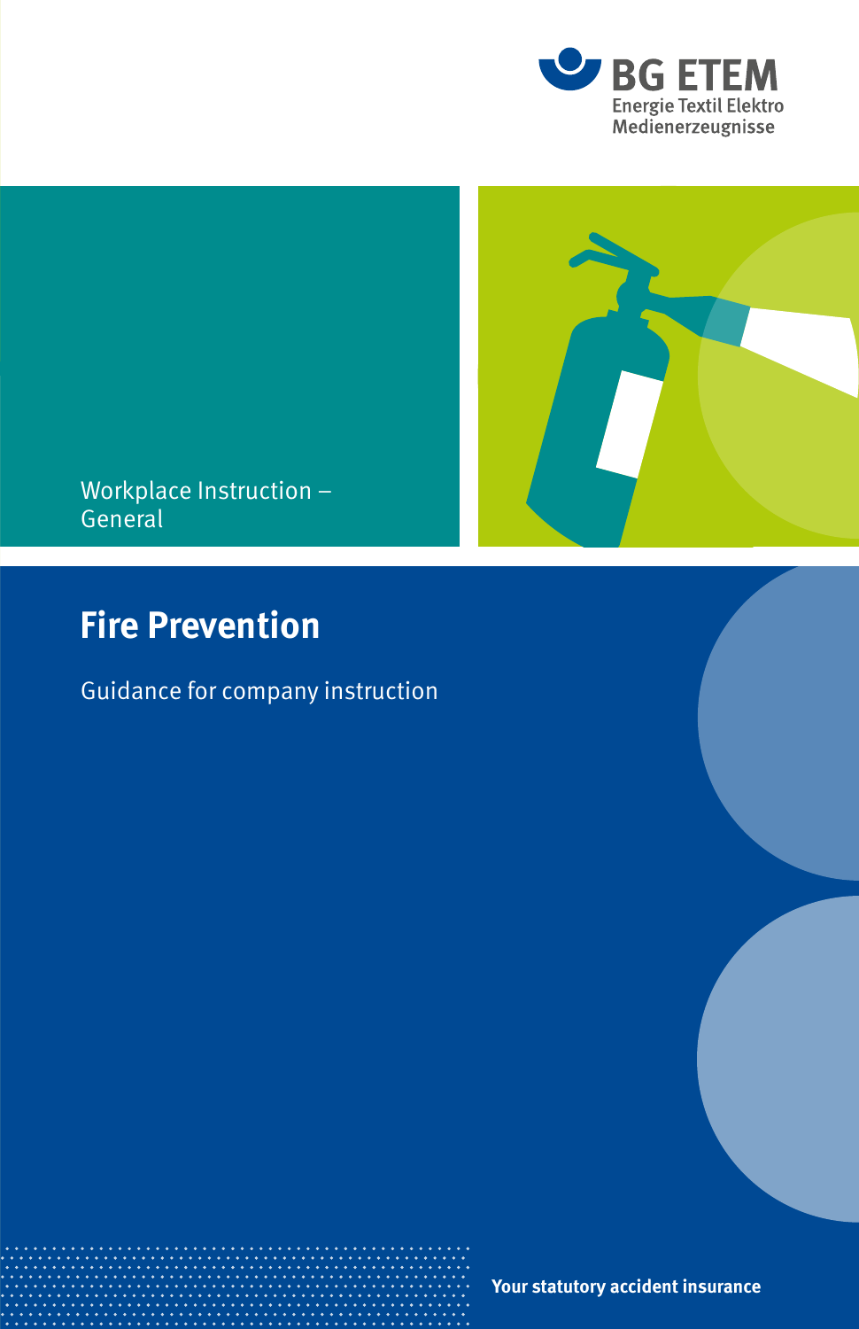BG ETEM
Energie Textil Elektro
Medienerzeugnisse

Workplace Instruction – General

# Fire Prevention

Guidance for company instruction

**Your statutory accident insurance**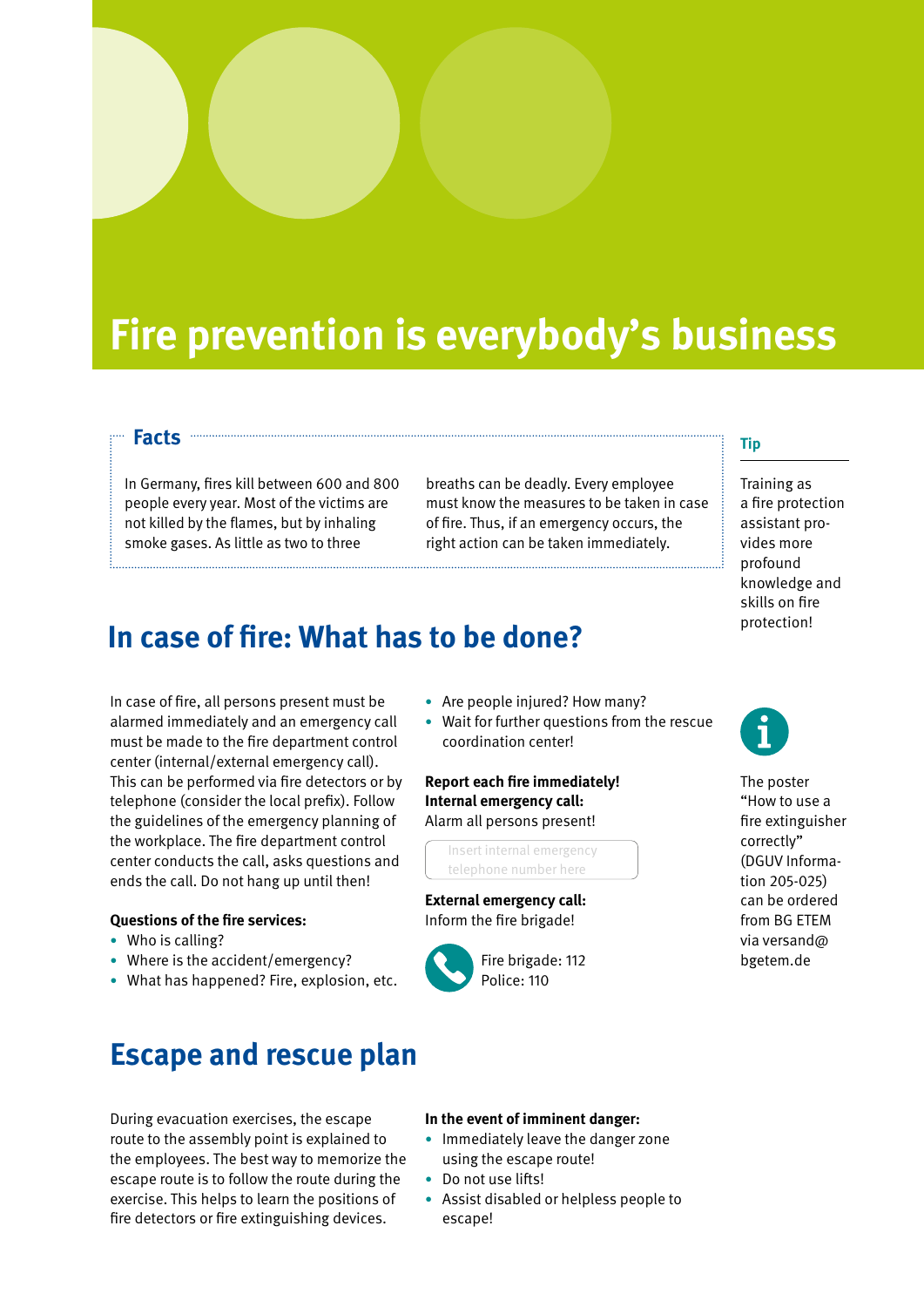# Fire prevention is everybody's business

## Facts

In Germany, fires kill between 600 and 800 people every year. Most of the victims are not killed by the flames, but by inhaling smoke gases. As little as two to three breaths can be deadly. Every employee must know the measures to be taken in case of fire. Thus, if an emergency occurs, the right action can be taken immediately.

**Tip**

Training as a fire protection assistant provides more profound knowledge and skills on fire protection!

## In case of fire: What has to be done?

In case of fire, all persons present must be alarmed immediately and an emergency call must be made to the fire department control center (internal/external emergency call). This can be performed via fire detectors or by telephone (consider the local prefix). Follow the guidelines of the emergency planning of the workplace. The fire department control center conducts the call, asks questions and ends the call. Do not hang up until then!

**Questions of the fire services:**

- Who is calling?
- Where is the accident/emergency?
- What has happened? Fire, explosion, etc.
- Are people injured? How many?
- Wait for further questions from the rescue coordination center!

**Report each fire immediately!**
**Internal emergency call:**
Alarm all persons present!

Insert internal emergency telephone number here

**External emergency call:**
Inform the fire brigade!

Fire brigade: 112
Police: 110

The poster "How to use a fire extinguisher correctly" (DGUV Information 205-025) can be ordered from BG ETEM via versand@bgetem.de

## Escape and rescue plan

During evacuation exercises, the escape route to the assembly point is explained to the employees. The best way to memorize the escape route is to follow the route during the exercise. This helps to learn the positions of fire detectors or fire extinguishing devices.

**In the event of imminent danger:**

- Immediately leave the danger zone using the escape route!
- Do not use lifts!
- Assist disabled or helpless people to escape!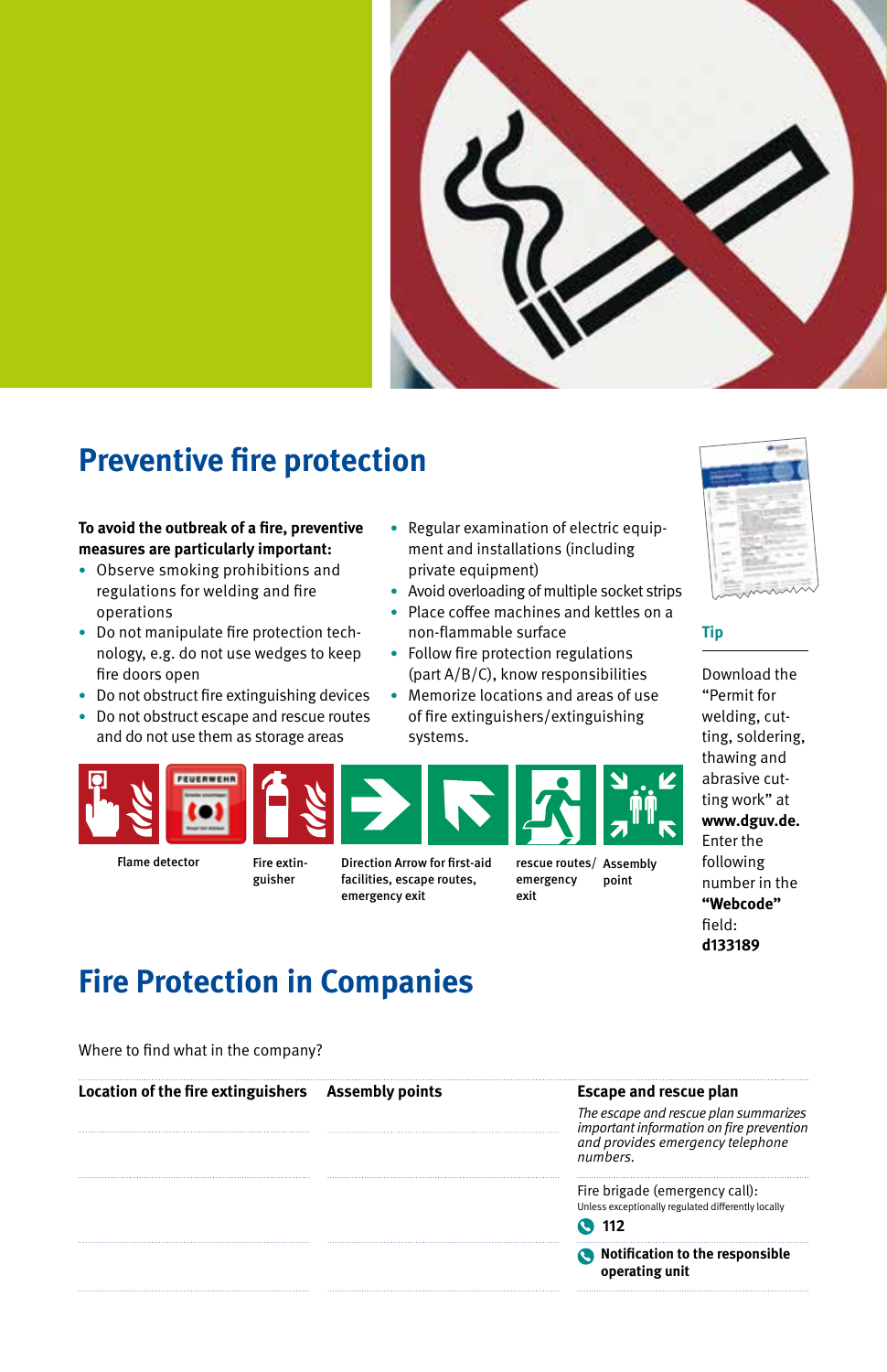## Preventive fire protection

**To avoid the outbreak of a fire, preventive measures are particularly important:**

- Observe smoking prohibitions and regulations for welding and fire operations
- Do not manipulate fire protection technology, e.g. do not use wedges to keep fire doors open
- Do not obstruct fire extinguishing devices
- Do not obstruct escape and rescue routes and do not use them as storage areas
- Regular examination of electric equipment and installations (including private equipment)
- Avoid overloading of multiple socket strips
- Place coffee machines and kettles on a non-flammable surface
- Follow fire protection regulations (part A/B/C), know responsibilities
- Memorize locations and areas of use of fire extinguishers/extinguishing systems.

Flame detector

Fire extinguisher

Direction Arrow for first-aid facilities, escape routes, emergency exit

rescue routes/ emergency exit

Assembly point

**Tip**

Download the "Permit for welding, cutting, soldering, thawing and abrasive cutting work" at **www.dguv.de.** Enter the following number in the **"Webcode"** field: **d133189**

## Fire Protection in Companies

Where to find what in the company?

| **Location of the fire extinguishers** | **Assembly points** | **Escape and rescue plan** |
|---|---|---|
| | | *The escape and rescue plan summarizes important information on fire prevention and provides emergency telephone numbers.* |
| | | Fire brigade (emergency call): Unless exceptionally regulated differently locally **112** |
| | | **Notification to the responsible operating unit** |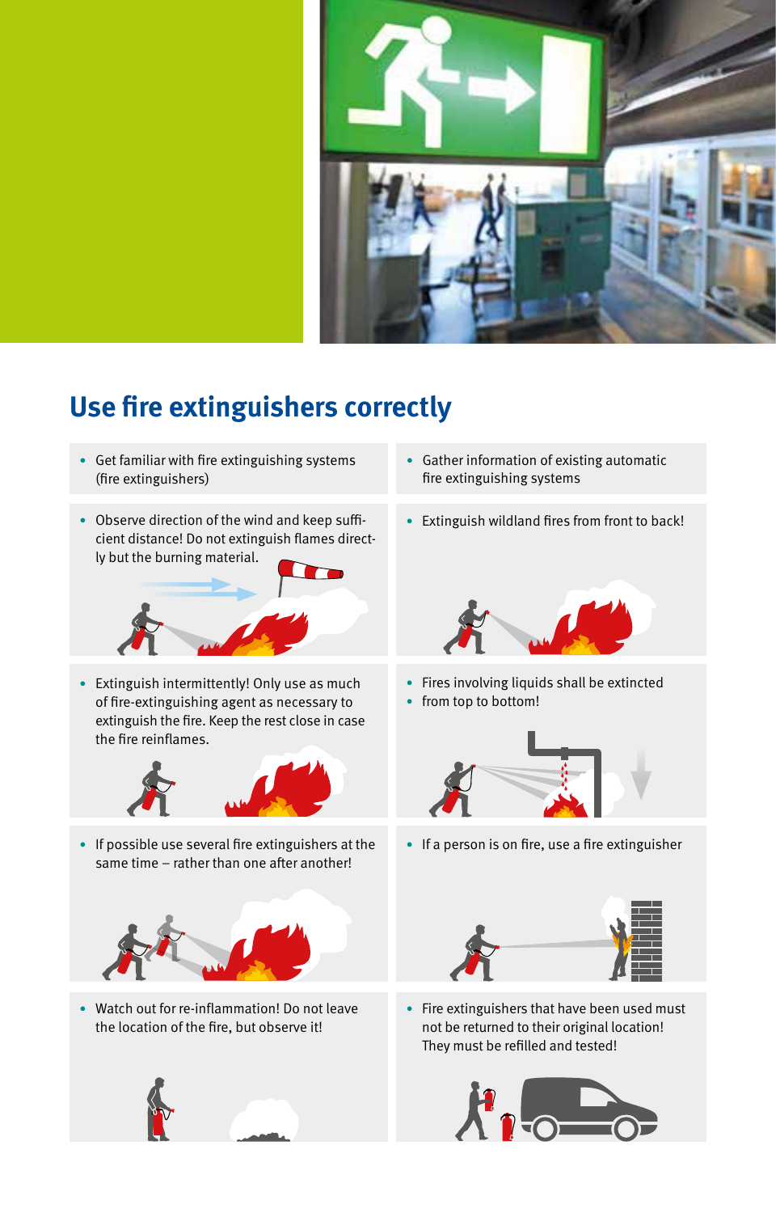## Use fire extinguishers correctly

- Get familiar with fire extinguishing systems (fire extinguishers)

- Gather information of existing automatic fire extinguishing systems

- Observe direction of the wind and keep sufficient distance! Do not extinguish flames directly but the burning material.

- Extinguish wildland fires from front to back!

- Extinguish intermittently! Only use as much of fire-extinguishing agent as necessary to extinguish the fire. Keep the rest close in case the fire reinflames.

- Fires involving liquids shall be extincted
- from top to bottom!

- If possible use several fire extinguishers at the same time – rather than one after another!

- If a person is on fire, use a fire extinguisher

- Watch out for re-inflammation! Do not leave the location of the fire, but observe it!

- Fire extinguishers that have been used must not be returned to their original location! They must be refilled and tested!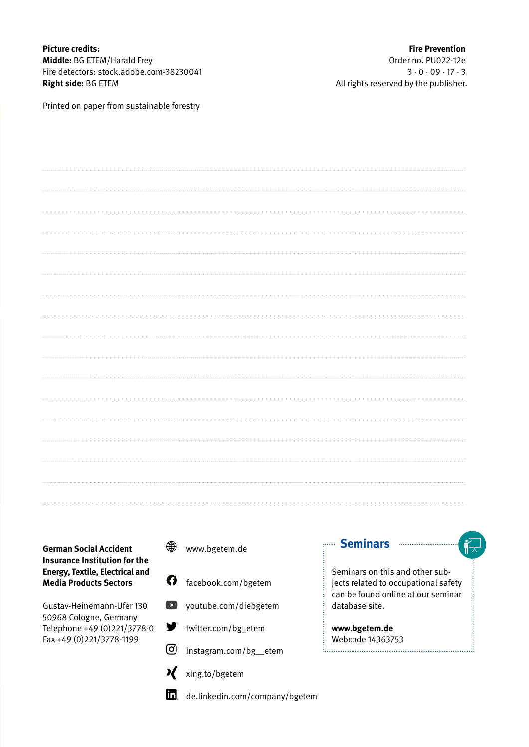**Picture credits:**
**Middle:** BG ETEM/Harald Frey
Fire detectors: stock.adobe.com-38230041
**Right side:** BG ETEM

Printed on paper from sustainable forestry

**Fire Prevention**
Order no. PU022-12e
3 · 0 · 09 · 17 · 3
All rights reserved by the publisher.

**German Social Accident Insurance Institution for the Energy, Textile, Electrical and Media Products Sectors**

Gustav-Heinemann-Ufer 130
50968 Cologne, Germany
Telephone +49 (0)221/3778-0
Fax +49 (0)221/3778-1199

www.bgetem.de

facebook.com/bgetem

youtube.com/diebgetem

twitter.com/bg_etem

instagram.com/bg__etem

xing.to/bgetem

de.linkedin.com/company/bgetem

## Seminars

Seminars on this and other subjects related to occupational safety can be found online at our seminar database site.

**www.bgetem.de**
Webcode 14363753